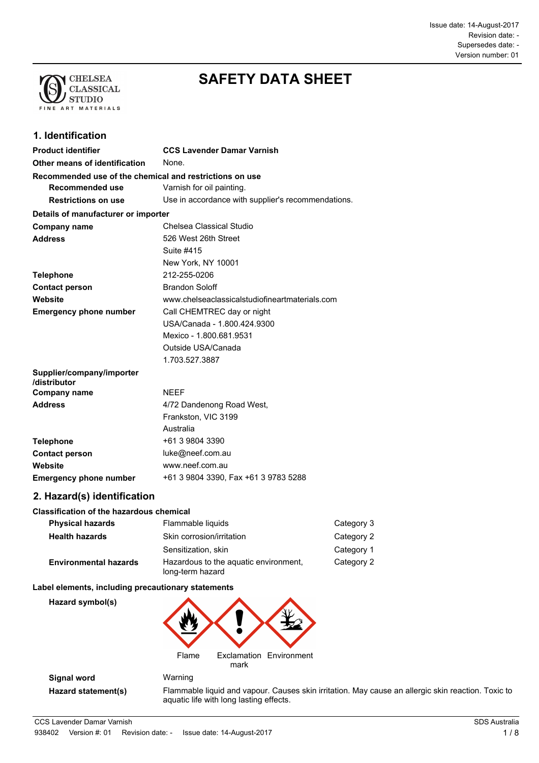Issue date: 14-August-2017
Revision date: -
Supersedes date: -
Version number: 01

# SAFETY DATA SHEET

## 1. Identification

| | |
|---|---|
| **Product identifier** | **CCS Lavender Damar Varnish** |
| **Other means of identification** | None. |

**Recommended use of the chemical and restrictions on use**

| | |
|---|---|
| **Recommended use** | Varnish for oil painting. |
| **Restrictions on use** | Use in accordance with supplier's recommendations. |

**Details of manufacturer or importer**

| | |
|---|---|
| **Company name** | Chelsea Classical Studio |
| **Address** | 526 West 26th Street<br>Suite #415<br>New York, NY 10001 |
| **Telephone** | 212-255-0206 |
| **Contact person** | Brandon Soloff |
| **Website** | www.chelseaclassicalstudiofineartmaterials.com |
| **Emergency phone number** | Call CHEMTREC day or night<br>USA/Canada - 1.800.424.9300<br>Mexico - 1.800.681.9531<br>Outside USA/Canada<br>1.703.527.3887 |

**Supplier/company/importer /distributor**

| | |
|---|---|
| **Company name** | NEEF |
| **Address** | 4/72 Dandenong Road West,<br>Frankston, VIC 3199<br>Australia |
| **Telephone** | +61 3 9804 3390 |
| **Contact person** | luke@neef.com.au |
| **Website** | www.neef.com.au |
| **Emergency phone number** | +61 3 9804 3390, Fax +61 3 9783 5288 |

## 2. Hazard(s) identification

**Classification of the hazardous chemical**

| | | |
|---|---|---|
| **Physical hazards** | Flammable liquids | Category 3 |
| **Health hazards** | Skin corrosion/irritation | Category 2 |
| | Sensitization, skin | Category 1 |
| **Environmental hazards** | Hazardous to the aquatic environment, long-term hazard | Category 2 |

**Label elements, including precautionary statements**

**Hazard symbol(s)**

Flame    Exclamation mark    Environment

| | |
|---|---|
| **Signal word** | Warning |
| **Hazard statement(s)** | Flammable liquid and vapour. Causes skin irritation. May cause an allergic skin reaction. Toxic to aquatic life with long lasting effects. |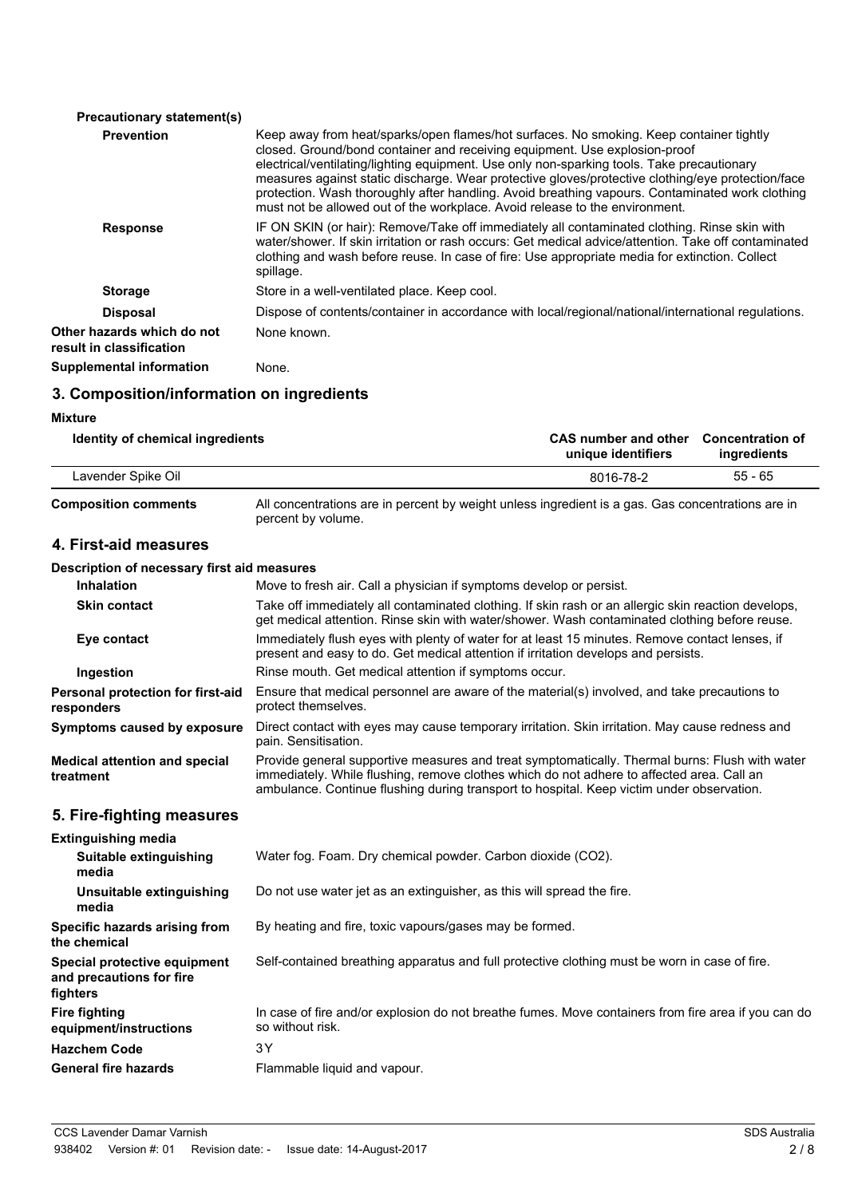**Precautionary statement(s)**

| | |
|---|---|
| **Prevention** | Keep away from heat/sparks/open flames/hot surfaces. No smoking. Keep container tightly closed. Ground/bond container and receiving equipment. Use explosion-proof electrical/ventilating/lighting equipment. Use only non-sparking tools. Take precautionary measures against static discharge. Wear protective gloves/protective clothing/eye protection/face protection. Wash thoroughly after handling. Avoid breathing vapours. Contaminated work clothing must not be allowed out of the workplace. Avoid release to the environment. |
| **Response** | IF ON SKIN (or hair): Remove/Take off immediately all contaminated clothing. Rinse skin with water/shower. If skin irritation or rash occurs: Get medical advice/attention. Take off contaminated clothing and wash before reuse. In case of fire: Use appropriate media for extinction. Collect spillage. |
| **Storage** | Store in a well-ventilated place. Keep cool. |
| **Disposal** | Dispose of contents/container in accordance with local/regional/national/international regulations. |
| **Other hazards which do not result in classification** | None known. |
| **Supplemental information** | None. |

## 3. Composition/information on ingredients

**Mixture**

| Identity of chemical ingredients | CAS number and other unique identifiers | Concentration of ingredients |
|---|---|---|
| Lavender Spike Oil | 8016-78-2 | 55 - 65 |

**Composition comments** All concentrations are in percent by weight unless ingredient is a gas. Gas concentrations are in percent by volume.

## 4. First-aid measures

**Description of necessary first aid measures**

| | |
|---|---|
| **Inhalation** | Move to fresh air. Call a physician if symptoms develop or persist. |
| **Skin contact** | Take off immediately all contaminated clothing. If skin rash or an allergic skin reaction develops, get medical attention. Rinse skin with water/shower. Wash contaminated clothing before reuse. |
| **Eye contact** | Immediately flush eyes with plenty of water for at least 15 minutes. Remove contact lenses, if present and easy to do. Get medical attention if irritation develops and persists. |
| **Ingestion** | Rinse mouth. Get medical attention if symptoms occur. |
| **Personal protection for first-aid responders** | Ensure that medical personnel are aware of the material(s) involved, and take precautions to protect themselves. |
| **Symptoms caused by exposure** | Direct contact with eyes may cause temporary irritation. Skin irritation. May cause redness and pain. Sensitisation. |
| **Medical attention and special treatment** | Provide general supportive measures and treat symptomatically. Thermal burns: Flush with water immediately. While flushing, remove clothes which do not adhere to affected area. Call an ambulance. Continue flushing during transport to hospital. Keep victim under observation. |

## 5. Fire-fighting measures

**Extinguishing media**

| | |
|---|---|
| **Suitable extinguishing media** | Water fog. Foam. Dry chemical powder. Carbon dioxide ($CO_2$). |
| **Unsuitable extinguishing media** | Do not use water jet as an extinguisher, as this will spread the fire. |
| **Specific hazards arising from the chemical** | By heating and fire, toxic vapours/gases may be formed. |
| **Special protective equipment and precautions for fire fighters** | Self-contained breathing apparatus and full protective clothing must be worn in case of fire. |
| **Fire fighting equipment/instructions** | In case of fire and/or explosion do not breathe fumes. Move containers from fire area if you can do so without risk. |
| **Hazchem Code** | 3Y |
| **General fire hazards** | Flammable liquid and vapour. |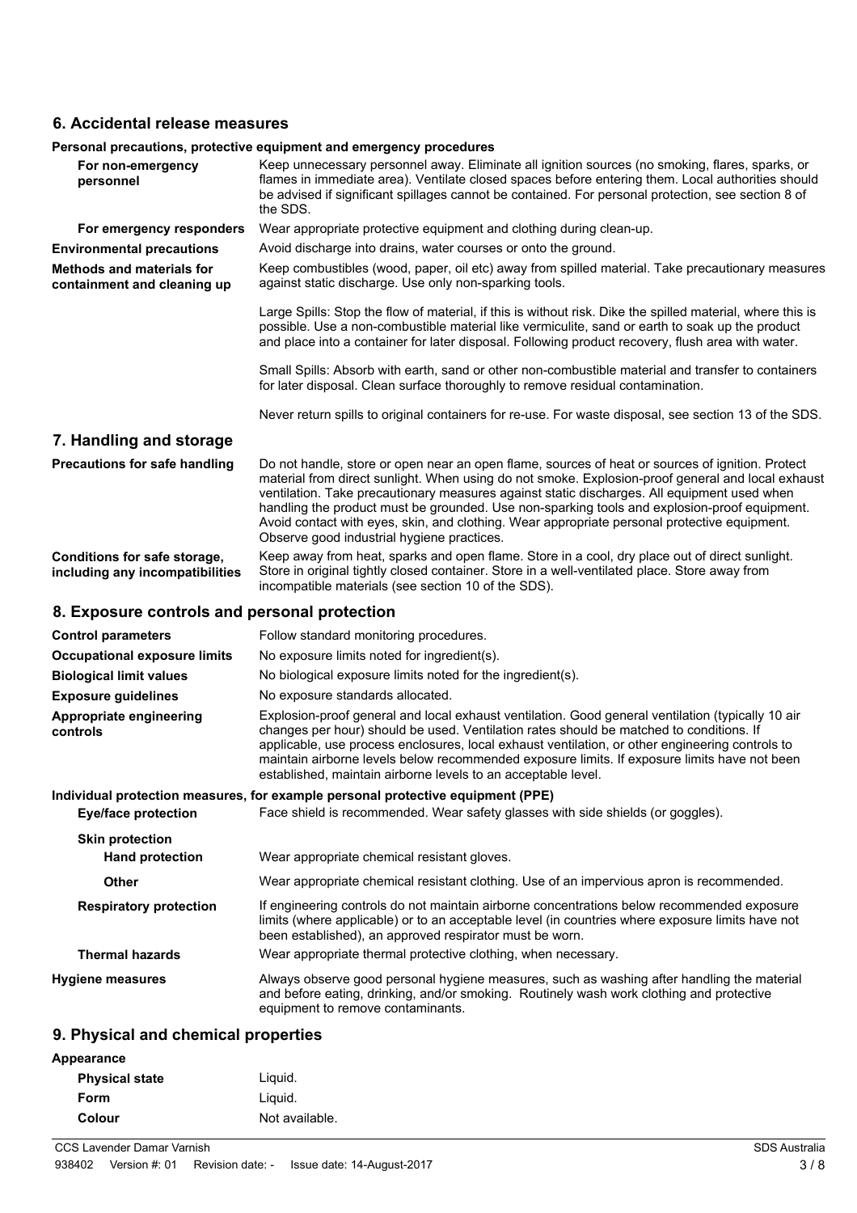## 6. Accidental release measures

### Personal precautions, protective equipment and emergency procedures

| | |
|---|---|
| **For non-emergency personnel** | Keep unnecessary personnel away. Eliminate all ignition sources (no smoking, flares, sparks, or flames in immediate area). Ventilate closed spaces before entering them. Local authorities should be advised if significant spillages cannot be contained. For personal protection, see section 8 of the SDS. |
| **For emergency responders** | Wear appropriate protective equipment and clothing during clean-up. |
| **Environmental precautions** | Avoid discharge into drains, water courses or onto the ground. |
| **Methods and materials for containment and cleaning up** | Keep combustibles (wood, paper, oil etc) away from spilled material. Take precautionary measures against static discharge. Use only non-sparking tools. |

Large Spills: Stop the flow of material, if this is without risk. Dike the spilled material, where this is possible. Use a non-combustible material like vermiculite, sand or earth to soak up the product and place into a container for later disposal. Following product recovery, flush area with water.

Small Spills: Absorb with earth, sand or other non-combustible material and transfer to containers for later disposal. Clean surface thoroughly to remove residual contamination.

Never return spills to original containers for re-use. For waste disposal, see section 13 of the SDS.

## 7. Handling and storage

| | |
|---|---|
| **Precautions for safe handling** | Do not handle, store or open near an open flame, sources of heat or sources of ignition. Protect material from direct sunlight. When using do not smoke. Explosion-proof general and local exhaust ventilation. Take precautionary measures against static discharges. All equipment used when handling the product must be grounded. Use non-sparking tools and explosion-proof equipment. Avoid contact with eyes, skin, and clothing. Wear appropriate personal protective equipment. Observe good industrial hygiene practices. |
| **Conditions for safe storage, including any incompatibilities** | Keep away from heat, sparks and open flame. Store in a cool, dry place out of direct sunlight. Store in original tightly closed container. Store in a well-ventilated place. Store away from incompatible materials (see section 10 of the SDS). |

## 8. Exposure controls and personal protection

| | |
|---|---|
| **Control parameters** | Follow standard monitoring procedures. |
| **Occupational exposure limits** | No exposure limits noted for ingredient(s). |
| **Biological limit values** | No biological exposure limits noted for the ingredient(s). |
| **Exposure guidelines** | No exposure standards allocated. |
| **Appropriate engineering controls** | Explosion-proof general and local exhaust ventilation. Good general ventilation (typically 10 air changes per hour) should be used. Ventilation rates should be matched to conditions. If applicable, use process enclosures, local exhaust ventilation, or other engineering controls to maintain airborne levels below recommended exposure limits. If exposure limits have not been established, maintain airborne levels to an acceptable level. |

### Individual protection measures, for example personal protective equipment (PPE)

| | |
|---|---|
| **Eye/face protection** | Face shield is recommended. Wear safety glasses with side shields (or goggles). |
| **Skin protection** | |
| **Hand protection** | Wear appropriate chemical resistant gloves. |
| **Other** | Wear appropriate chemical resistant clothing. Use of an impervious apron is recommended. |
| **Respiratory protection** | If engineering controls do not maintain airborne concentrations below recommended exposure limits (where applicable) or to an acceptable level (in countries where exposure limits have not been established), an approved respirator must be worn. |
| **Thermal hazards** | Wear appropriate thermal protective clothing, when necessary. |
| **Hygiene measures** | Always observe good personal hygiene measures, such as washing after handling the material and before eating, drinking, and/or smoking. Routinely wash work clothing and protective equipment to remove contaminants. |

## 9. Physical and chemical properties

**Appearance**

| | |
|---|---|
| **Physical state** | Liquid. |
| **Form** | Liquid. |
| **Colour** | Not available. |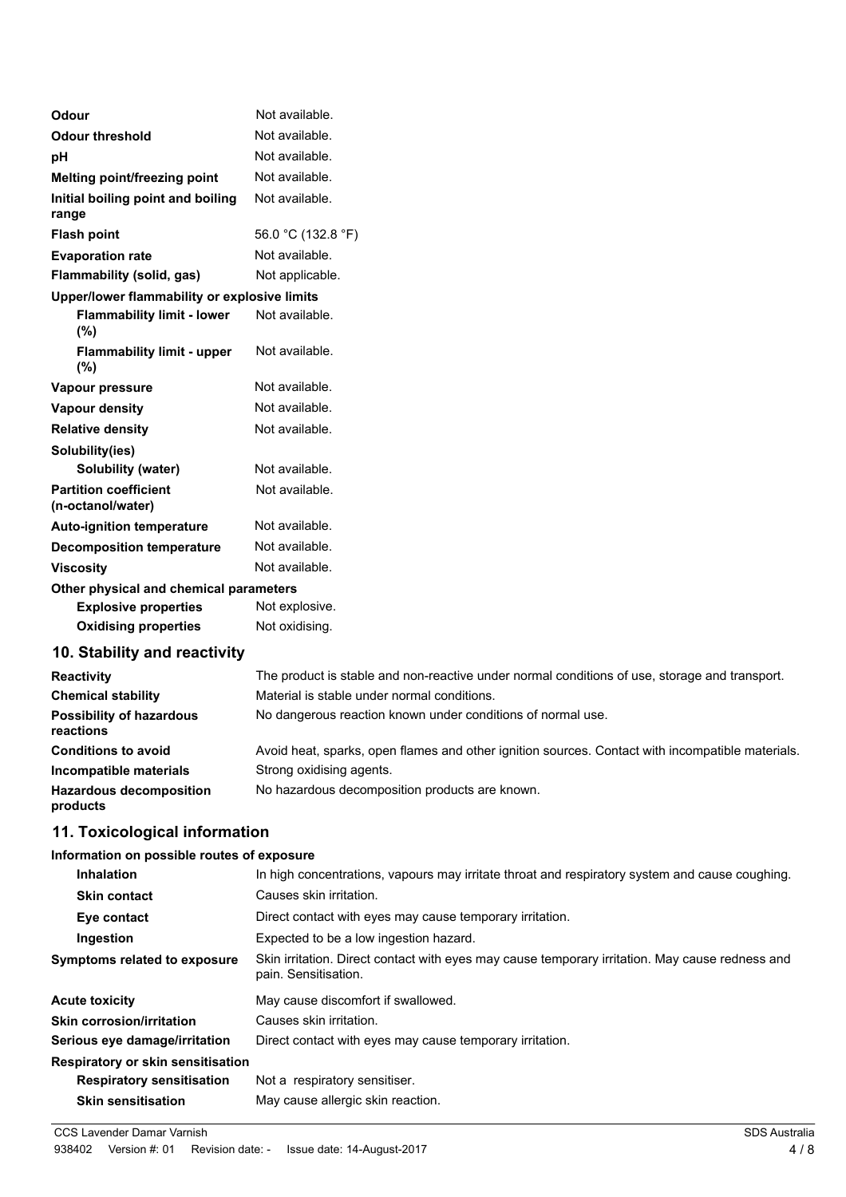| | |
|---|---|
| **Odour** | Not available. |
| **Odour threshold** | Not available. |
| **pH** | Not available. |
| **Melting point/freezing point** | Not available. |
| **Initial boiling point and boiling range** | Not available. |
| **Flash point** | 56.0 °C (132.8 °F) |
| **Evaporation rate** | Not available. |
| **Flammability (solid, gas)** | Not applicable. |
| **Upper/lower flammability or explosive limits** | |
| **Flammability limit - lower (%)** | Not available. |
| **Flammability limit - upper (%)** | Not available. |
| **Vapour pressure** | Not available. |
| **Vapour density** | Not available. |
| **Relative density** | Not available. |
| **Solubility(ies)** | |
| **Solubility (water)** | Not available. |
| **Partition coefficient (n-octanol/water)** | Not available. |
| **Auto-ignition temperature** | Not available. |
| **Decomposition temperature** | Not available. |
| **Viscosity** | Not available. |
| **Other physical and chemical parameters** | |
| **Explosive properties** | Not explosive. |
| **Oxidising properties** | Not oxidising. |

## 10. Stability and reactivity

| | |
|---|---|
| **Reactivity** | The product is stable and non-reactive under normal conditions of use, storage and transport. |
| **Chemical stability** | Material is stable under normal conditions. |
| **Possibility of hazardous reactions** | No dangerous reaction known under conditions of normal use. |
| **Conditions to avoid** | Avoid heat, sparks, open flames and other ignition sources. Contact with incompatible materials. |
| **Incompatible materials** | Strong oxidising agents. |
| **Hazardous decomposition products** | No hazardous decomposition products are known. |

## 11. Toxicological information

**Information on possible routes of exposure**

| | |
|---|---|
| **Inhalation** | In high concentrations, vapours may irritate throat and respiratory system and cause coughing. |
| **Skin contact** | Causes skin irritation. |
| **Eye contact** | Direct contact with eyes may cause temporary irritation. |
| **Ingestion** | Expected to be a low ingestion hazard. |
| **Symptoms related to exposure** | Skin irritation. Direct contact with eyes may cause temporary irritation. May cause redness and pain. Sensitisation. |
| **Acute toxicity** | May cause discomfort if swallowed. |
| **Skin corrosion/irritation** | Causes skin irritation. |
| **Serious eye damage/irritation** | Direct contact with eyes may cause temporary irritation. |
| **Respiratory or skin sensitisation** | |
| **Respiratory sensitisation** | Not a respiratory sensitiser. |
| **Skin sensitisation** | May cause allergic skin reaction. |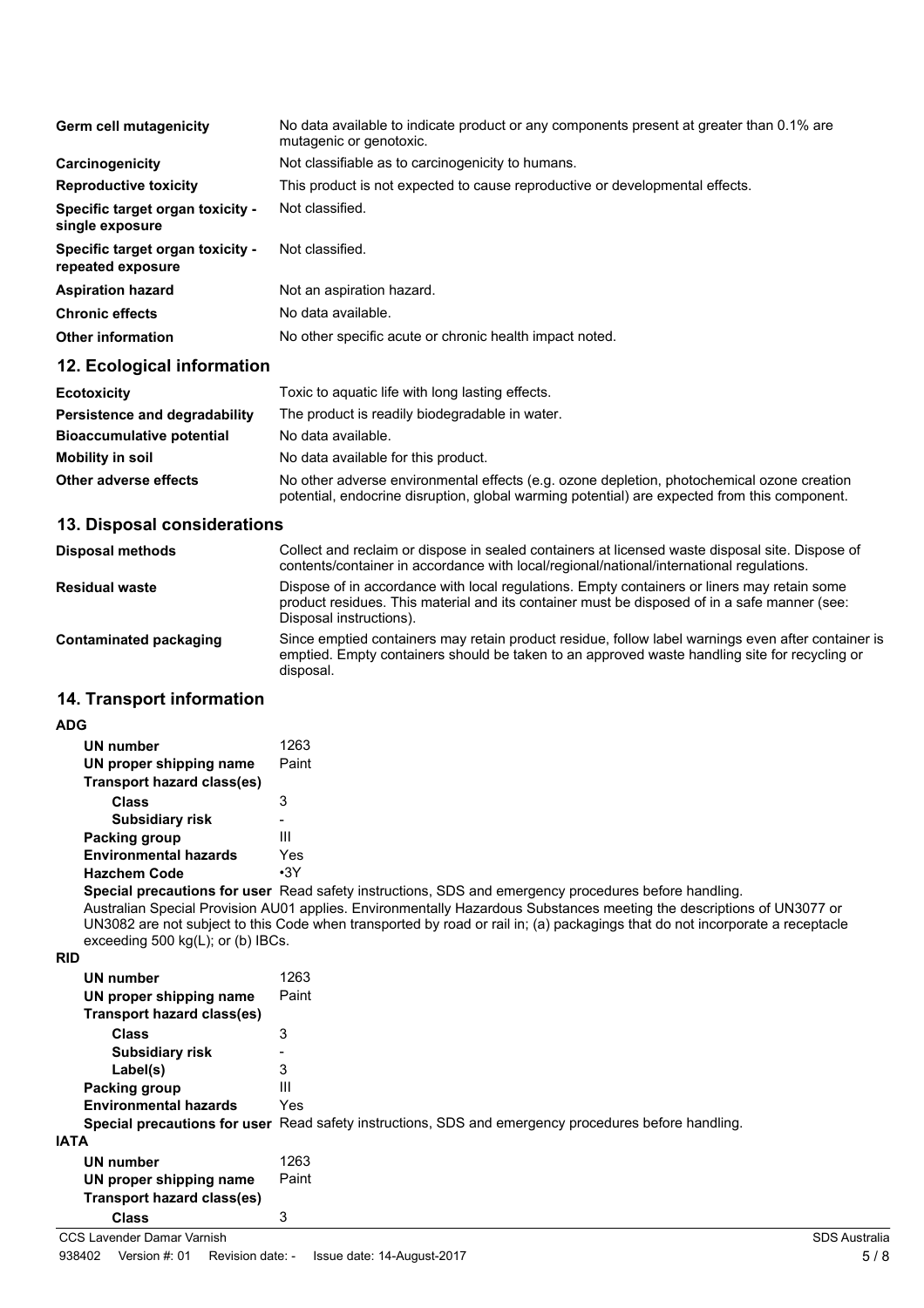| | |
|---|---|
| **Germ cell mutagenicity** | No data available to indicate product or any components present at greater than 0.1% are mutagenic or genotoxic. |
| **Carcinogenicity** | Not classifiable as to carcinogenicity to humans. |
| **Reproductive toxicity** | This product is not expected to cause reproductive or developmental effects. |
| **Specific target organ toxicity - single exposure** | Not classified. |
| **Specific target organ toxicity - repeated exposure** | Not classified. |
| **Aspiration hazard** | Not an aspiration hazard. |
| **Chronic effects** | No data available. |
| **Other information** | No other specific acute or chronic health impact noted. |

## 12. Ecological information

| | |
|---|---|
| **Ecotoxicity** | Toxic to aquatic life with long lasting effects. |
| **Persistence and degradability** | The product is readily biodegradable in water. |
| **Bioaccumulative potential** | No data available. |
| **Mobility in soil** | No data available for this product. |
| **Other adverse effects** | No other adverse environmental effects (e.g. ozone depletion, photochemical ozone creation potential, endocrine disruption, global warming potential) are expected from this component. |

## 13. Disposal considerations

| | |
|---|---|
| **Disposal methods** | Collect and reclaim or dispose in sealed containers at licensed waste disposal site. Dispose of contents/container in accordance with local/regional/national/international regulations. |
| **Residual waste** | Dispose of in accordance with local regulations. Empty containers or liners may retain some product residues. This material and its container must be disposed of in a safe manner (see: Disposal instructions). |
| **Contaminated packaging** | Since emptied containers may retain product residue, follow label warnings even after container is emptied. Empty containers should be taken to an approved waste handling site for recycling or disposal. |

## 14. Transport information

**ADG**

| | |
|---|---|
| **UN number** | 1263 |
| **UN proper shipping name** | Paint |
| **Transport hazard class(es)** | |
| **Class** | 3 |
| **Subsidiary risk** | - |
| **Packing group** | III |
| **Environmental hazards** | Yes |
| **Hazchem Code** | •3Y |
| **Special precautions for user** | Read safety instructions, SDS and emergency procedures before handling. |

Australian Special Provision AU01 applies. Environmentally Hazardous Substances meeting the descriptions of UN3077 or UN3082 are not subject to this Code when transported by road or rail in; (a) packagings that do not incorporate a receptacle exceeding 500 kg(L); or (b) IBCs.

**RID**

| | |
|---|---|
| **UN number** | 1263 |
| **UN proper shipping name** | Paint |
| **Transport hazard class(es)** | |
| **Class** | 3 |
| **Subsidiary risk** | - |
| **Label(s)** | 3 |
| **Packing group** | III |
| **Environmental hazards** | Yes |
| **Special precautions for user** | Read safety instructions, SDS and emergency procedures before handling. |

**IATA**

| | |
|---|---|
| **UN number** | 1263 |
| **UN proper shipping name** | Paint |
| **Transport hazard class(es)** | |
| **Class** | 3 |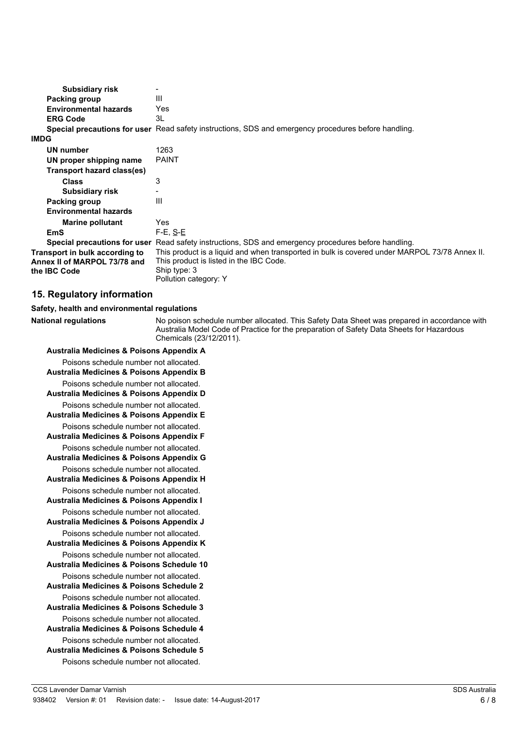| | |
|---|---|
| **Subsidiary risk** | - |
| **Packing group** | III |
| **Environmental hazards** | Yes |
| **ERG Code** | 3L |
| **Special precautions for user** | Read safety instructions, SDS and emergency procedures before handling. |

**IMDG**

| | |
|---|---|
| **UN number** | 1263 |
| **UN proper shipping name** | PAINT |
| **Transport hazard class(es)** | |
| **Class** | 3 |
| **Subsidiary risk** | - |
| **Packing group** | III |
| **Environmental hazards** | |
| **Marine pollutant** | Yes |
| **EmS** | F-E, S-E |
| **Special precautions for user** | Read safety instructions, SDS and emergency procedures before handling. |

**Transport in bulk according to Annex II of MARPOL 73/78 and the IBC Code**

This product is a liquid and when transported in bulk is covered under MARPOL 73/78 Annex II.
This product is listed in the IBC Code.
Ship type: 3
Pollution category: Y

## 15. Regulatory information

**Safety, health and environmental regulations**

**National regulations**

No poison schedule number allocated. This Safety Data Sheet was prepared in accordance with Australia Model Code of Practice for the preparation of Safety Data Sheets for Hazardous Chemicals (23/12/2011).

**Australia Medicines & Poisons Appendix A**

Poisons schedule number not allocated.

**Australia Medicines & Poisons Appendix B**

Poisons schedule number not allocated.

**Australia Medicines & Poisons Appendix D**

Poisons schedule number not allocated.

**Australia Medicines & Poisons Appendix E**

Poisons schedule number not allocated.

**Australia Medicines & Poisons Appendix F**

Poisons schedule number not allocated.

**Australia Medicines & Poisons Appendix G**

Poisons schedule number not allocated.

**Australia Medicines & Poisons Appendix H**

Poisons schedule number not allocated.

**Australia Medicines & Poisons Appendix I**

Poisons schedule number not allocated.

**Australia Medicines & Poisons Appendix J**

Poisons schedule number not allocated.

**Australia Medicines & Poisons Appendix K**

Poisons schedule number not allocated.

**Australia Medicines & Poisons Schedule 10**

Poisons schedule number not allocated.

**Australia Medicines & Poisons Schedule 2**

Poisons schedule number not allocated.

**Australia Medicines & Poisons Schedule 3**

Poisons schedule number not allocated.

**Australia Medicines & Poisons Schedule 4**

Poisons schedule number not allocated.

**Australia Medicines & Poisons Schedule 5**

Poisons schedule number not allocated.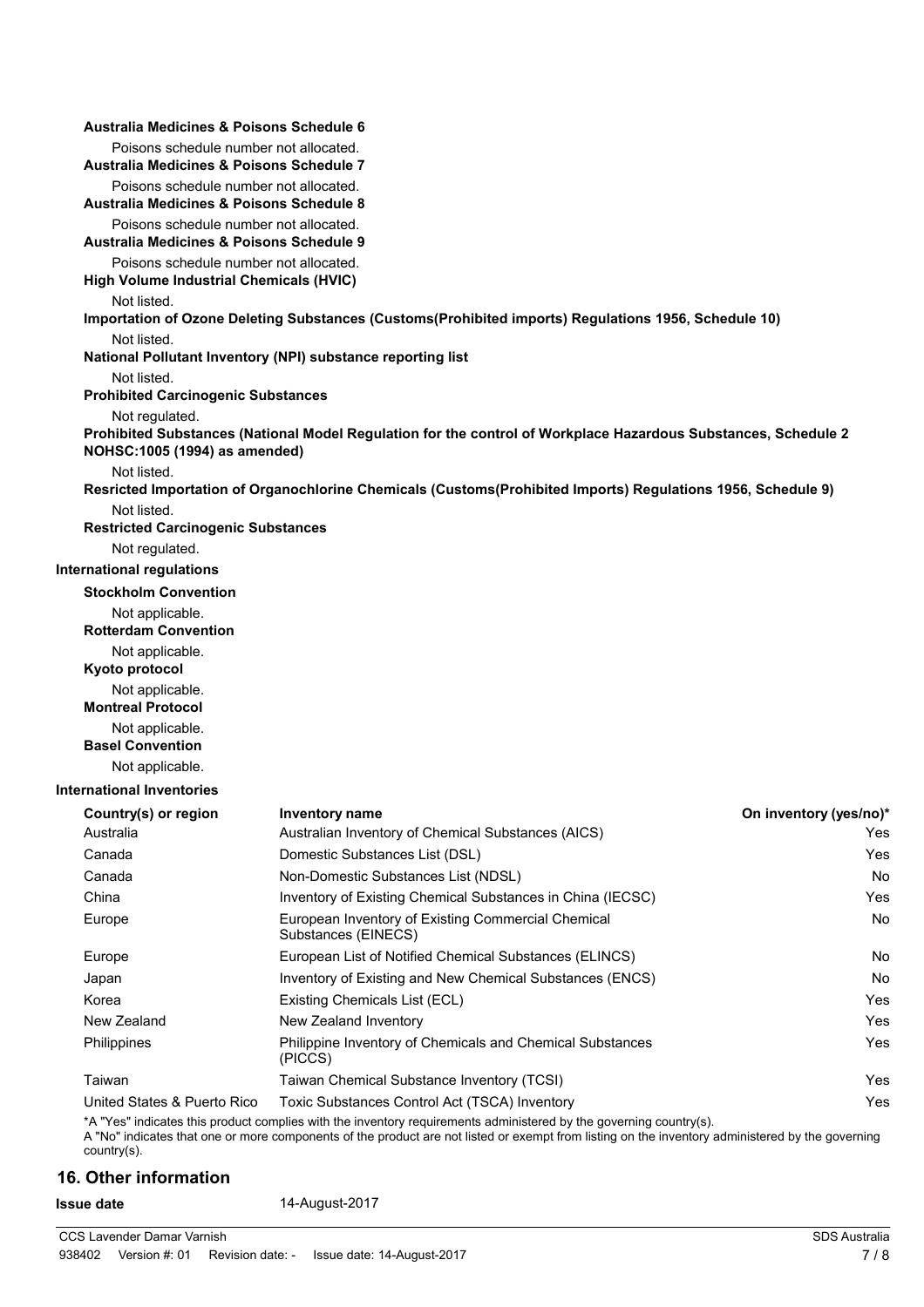**Australia Medicines & Poisons Schedule 6**

Poisons schedule number not allocated.

**Australia Medicines & Poisons Schedule 7**

Poisons schedule number not allocated.

**Australia Medicines & Poisons Schedule 8**

Poisons schedule number not allocated.

**Australia Medicines & Poisons Schedule 9**

Poisons schedule number not allocated.

**High Volume Industrial Chemicals (HVIC)**

Not listed.

**Importation of Ozone Deleting Substances (Customs(Prohibited imports) Regulations 1956, Schedule 10)**

Not listed.

**National Pollutant Inventory (NPI) substance reporting list**

Not listed.

**Prohibited Carcinogenic Substances**

Not regulated.

**Prohibited Substances (National Model Regulation for the control of Workplace Hazardous Substances, Schedule 2 NOHSC:1005 (1994) as amended)**

Not listed.

**Resricted Importation of Organochlorine Chemicals (Customs(Prohibited Imports) Regulations 1956, Schedule 9)**

Not listed.

**Restricted Carcinogenic Substances**

Not regulated.

**International regulations**

**Stockholm Convention**

Not applicable.

**Rotterdam Convention**

Not applicable.

**Kyoto protocol**

Not applicable.

**Montreal Protocol**

Not applicable.

**Basel Convention**

Not applicable.

**International Inventories**

| Country(s) or region | Inventory name | On inventory (yes/no)* |
|---|---|---|
| Australia | Australian Inventory of Chemical Substances (AICS) | Yes |
| Canada | Domestic Substances List (DSL) | Yes |
| Canada | Non-Domestic Substances List (NDSL) | No |
| China | Inventory of Existing Chemical Substances in China (IECSC) | Yes |
| Europe | European Inventory of Existing Commercial Chemical Substances (EINECS) | No |
| Europe | European List of Notified Chemical Substances (ELINCS) | No |
| Japan | Inventory of Existing and New Chemical Substances (ENCS) | No |
| Korea | Existing Chemicals List (ECL) | Yes |
| New Zealand | New Zealand Inventory | Yes |
| Philippines | Philippine Inventory of Chemicals and Chemical Substances (PICCS) | Yes |
| Taiwan | Taiwan Chemical Substance Inventory (TCSI) | Yes |
| United States & Puerto Rico | Toxic Substances Control Act (TSCA) Inventory | Yes |

*A "Yes" indicates this product complies with the inventory requirements administered by the governing country(s).
A "No" indicates that one or more components of the product are not listed or exempt from listing on the inventory administered by the governing country(s).

## 16. Other information

**Issue date** 14-August-2017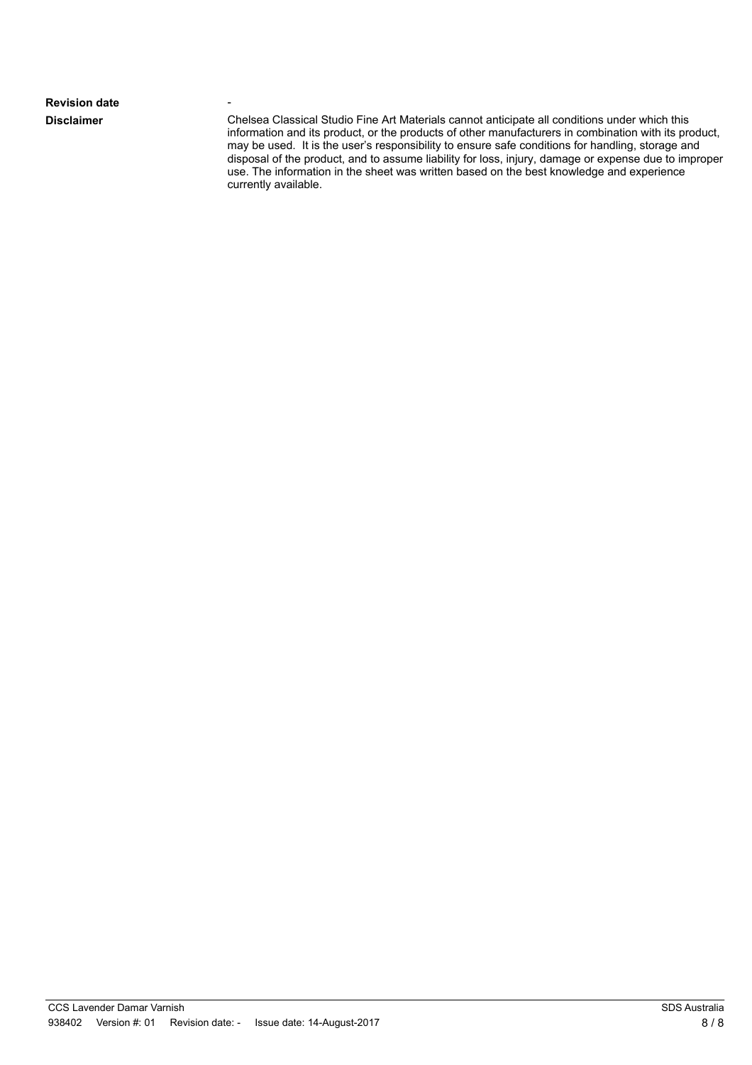**Revision date** -

**Disclaimer** Chelsea Classical Studio Fine Art Materials cannot anticipate all conditions under which this information and its product, or the products of other manufacturers in combination with its product, may be used. It is the user's responsibility to ensure safe conditions for handling, storage and disposal of the product, and to assume liability for loss, injury, damage or expense due to improper use. The information in the sheet was written based on the best knowledge and experience currently available.